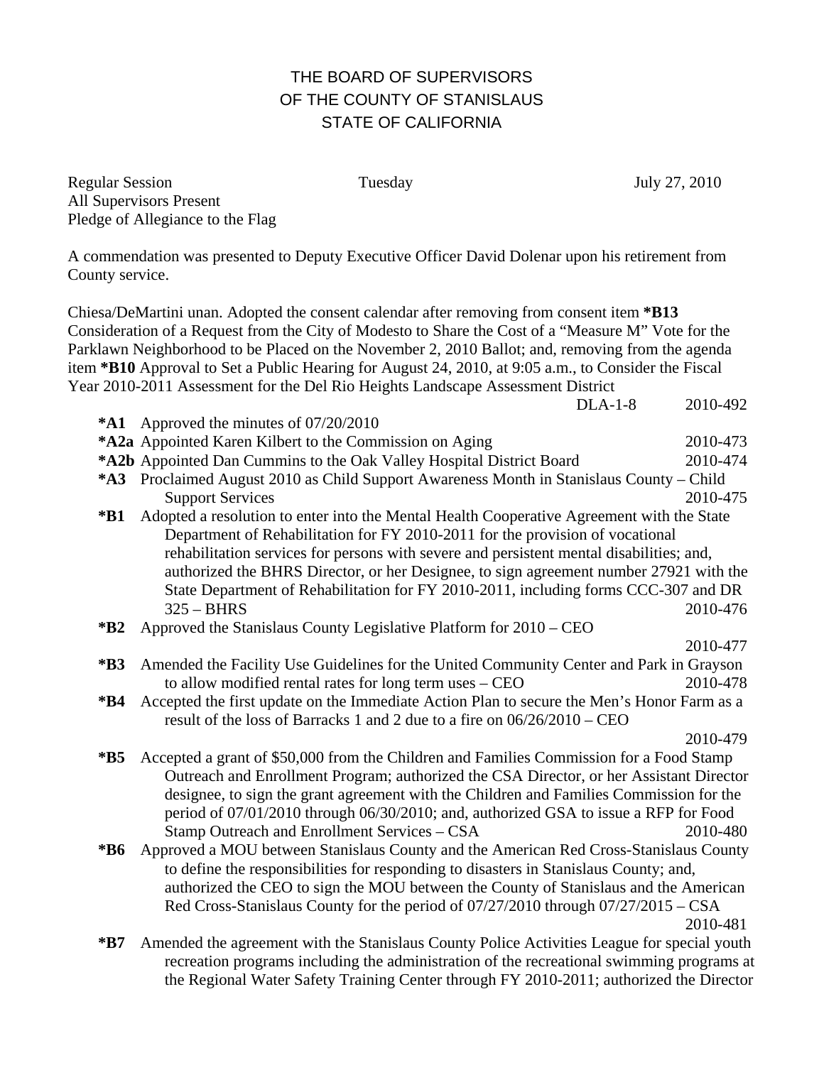# THE BOARD OF SUPERVISORS OF THE COUNTY OF STANISLAUS STATE OF CALIFORNIA

Regular Session | Tuesday | July 27, 2010

All Supervisors Present
Pledge of Allegiance to the Flag

A commendation was presented to Deputy Executive Officer David Dolenar upon his retirement from County service.

Chiesa/DeMartini unan. Adopted the consent calendar after removing from consent item **\*B13** Consideration of a Request from the City of Modesto to Share the Cost of a "Measure M" Vote for the Parklawn Neighborhood to be Placed on the November 2, 2010 Ballot; and, removing from the agenda item **\*B10** Approval to Set a Public Hearing for August 24, 2010, at 9:05 a.m., to Consider the Fiscal Year 2010-2011 Assessment for the Del Rio Heights Landscape Assessment District DLA-1-8 2010-492

**\*A1** Approved the minutes of 07/20/2010

**\*A2a** Appointed Karen Kilbert to the Commission on Aging 2010-473

**\*A2b** Appointed Dan Cummins to the Oak Valley Hospital District Board 2010-474

**\*A3** Proclaimed August 2010 as Child Support Awareness Month in Stanislaus County – Child Support Services 2010-475

**\*B1** Adopted a resolution to enter into the Mental Health Cooperative Agreement with the State Department of Rehabilitation for FY 2010-2011 for the provision of vocational rehabilitation services for persons with severe and persistent mental disabilities; and, authorized the BHRS Director, or her Designee, to sign agreement number 27921 with the State Department of Rehabilitation for FY 2010-2011, including forms CCC-307 and DR 325 – BHRS 2010-476

**\*B2** Approved the Stanislaus County Legislative Platform for 2010 – CEO 2010-477

**\*B3** Amended the Facility Use Guidelines for the United Community Center and Park in Grayson to allow modified rental rates for long term uses – CEO 2010-478

**\*B4** Accepted the first update on the Immediate Action Plan to secure the Men's Honor Farm as a result of the loss of Barracks 1 and 2 due to a fire on 06/26/2010 – CEO 2010-479

**\*B5** Accepted a grant of $50,000 from the Children and Families Commission for a Food Stamp Outreach and Enrollment Program; authorized the CSA Director, or her Assistant Director designee, to sign the grant agreement with the Children and Families Commission for the period of 07/01/2010 through 06/30/2010; and, authorized GSA to issue a RFP for Food Stamp Outreach and Enrollment Services – CSA 2010-480

**\*B6** Approved a MOU between Stanislaus County and the American Red Cross-Stanislaus County to define the responsibilities for responding to disasters in Stanislaus County; and, authorized the CEO to sign the MOU between the County of Stanislaus and the American Red Cross-Stanislaus County for the period of 07/27/2010 through 07/27/2015 – CSA 2010-481

**\*B7** Amended the agreement with the Stanislaus County Police Activities League for special youth recreation programs including the administration of the recreational swimming programs at the Regional Water Safety Training Center through FY 2010-2011; authorized the Director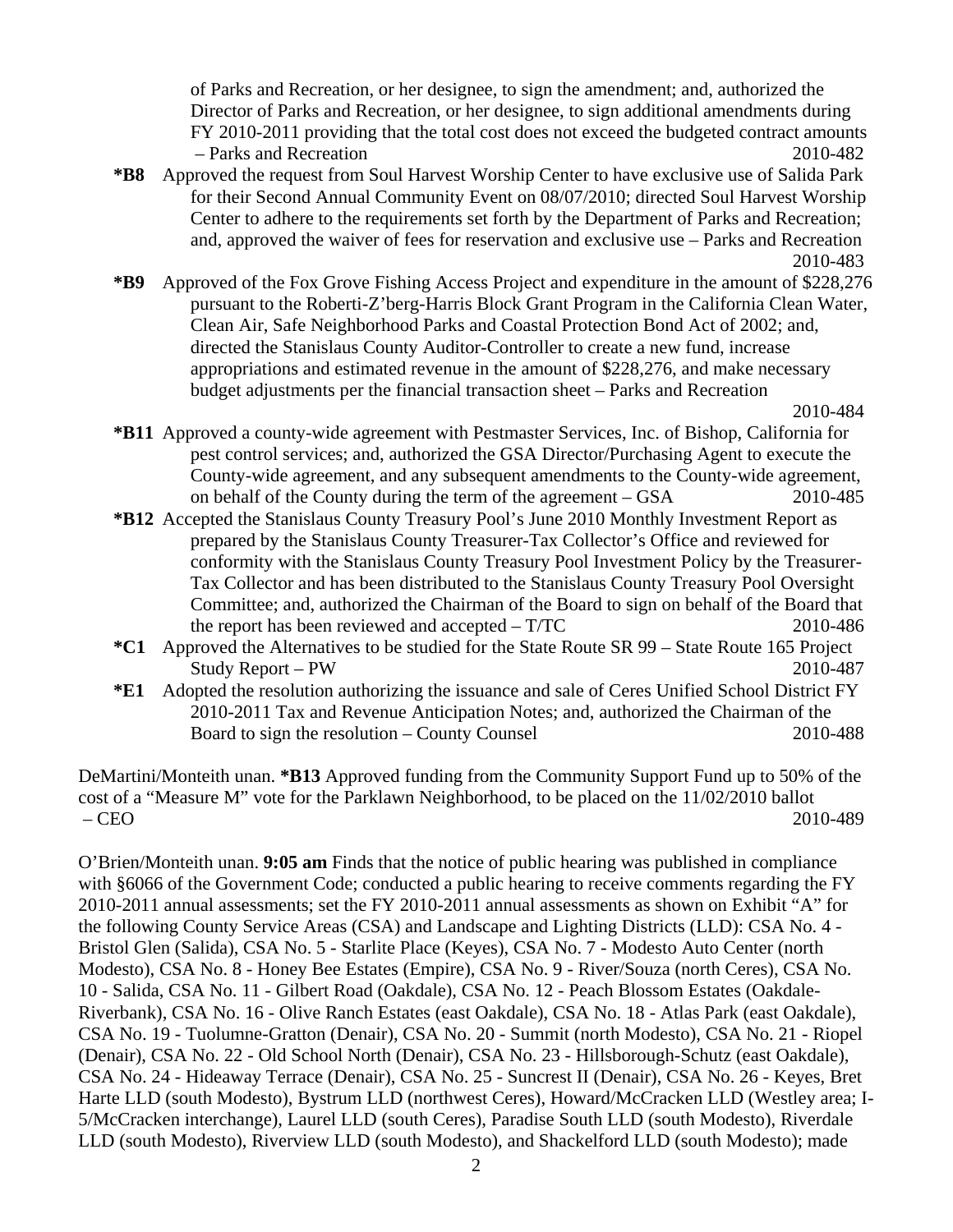of Parks and Recreation, or her designee, to sign the amendment; and, authorized the Director of Parks and Recreation, or her designee, to sign additional amendments during FY 2010-2011 providing that the total cost does not exceed the budgeted contract amounts – Parks and Recreation 2010-482

**\*B8** Approved the request from Soul Harvest Worship Center to have exclusive use of Salida Park for their Second Annual Community Event on 08/07/2010; directed Soul Harvest Worship Center to adhere to the requirements set forth by the Department of Parks and Recreation; and, approved the waiver of fees for reservation and exclusive use – Parks and Recreation 2010-483

**\*B9** Approved of the Fox Grove Fishing Access Project and expenditure in the amount of $228,276 pursuant to the Roberti-Z'berg-Harris Block Grant Program in the California Clean Water, Clean Air, Safe Neighborhood Parks and Coastal Protection Bond Act of 2002; and, directed the Stanislaus County Auditor-Controller to create a new fund, increase appropriations and estimated revenue in the amount of $228,276, and make necessary budget adjustments per the financial transaction sheet – Parks and Recreation 2010-484

**\*B11** Approved a county-wide agreement with Pestmaster Services, Inc. of Bishop, California for pest control services; and, authorized the GSA Director/Purchasing Agent to execute the County-wide agreement, and any subsequent amendments to the County-wide agreement, on behalf of the County during the term of the agreement – GSA 2010-485

**\*B12** Accepted the Stanislaus County Treasury Pool's June 2010 Monthly Investment Report as prepared by the Stanislaus County Treasurer-Tax Collector's Office and reviewed for conformity with the Stanislaus County Treasury Pool Investment Policy by the Treasurer-Tax Collector and has been distributed to the Stanislaus County Treasury Pool Oversight Committee; and, authorized the Chairman of the Board to sign on behalf of the Board that the report has been reviewed and accepted – T/TC 2010-486

**\*C1** Approved the Alternatives to be studied for the State Route SR 99 – State Route 165 Project Study Report – PW 2010-487

**\*E1** Adopted the resolution authorizing the issuance and sale of Ceres Unified School District FY 2010-2011 Tax and Revenue Anticipation Notes; and, authorized the Chairman of the Board to sign the resolution – County Counsel 2010-488

DeMartini/Monteith unan. **\*B13** Approved funding from the Community Support Fund up to 50% of the cost of a "Measure M" vote for the Parklawn Neighborhood, to be placed on the 11/02/2010 ballot – CEO 2010-489

O'Brien/Monteith unan. **9:05 am** Finds that the notice of public hearing was published in compliance with §6066 of the Government Code; conducted a public hearing to receive comments regarding the FY 2010-2011 annual assessments; set the FY 2010-2011 annual assessments as shown on Exhibit "A" for the following County Service Areas (CSA) and Landscape and Lighting Districts (LLD): CSA No. 4 - Bristol Glen (Salida), CSA No. 5 - Starlite Place (Keyes), CSA No. 7 - Modesto Auto Center (north Modesto), CSA No. 8 - Honey Bee Estates (Empire), CSA No. 9 - River/Souza (north Ceres), CSA No. 10 - Salida, CSA No. 11 - Gilbert Road (Oakdale), CSA No. 12 - Peach Blossom Estates (Oakdale-Riverbank), CSA No. 16 - Olive Ranch Estates (east Oakdale), CSA No. 18 - Atlas Park (east Oakdale), CSA No. 19 - Tuolumne-Gratton (Denair), CSA No. 20 - Summit (north Modesto), CSA No. 21 - Riopel (Denair), CSA No. 22 - Old School North (Denair), CSA No. 23 - Hillsborough-Schutz (east Oakdale), CSA No. 24 - Hideaway Terrace (Denair), CSA No. 25 - Suncrest II (Denair), CSA No. 26 - Keyes, Bret Harte LLD (south Modesto), Bystrum LLD (northwest Ceres), Howard/McCracken LLD (Westley area; I-5/McCracken interchange), Laurel LLD (south Ceres), Paradise South LLD (south Modesto), Riverdale LLD (south Modesto), Riverview LLD (south Modesto), and Shackelford LLD (south Modesto); made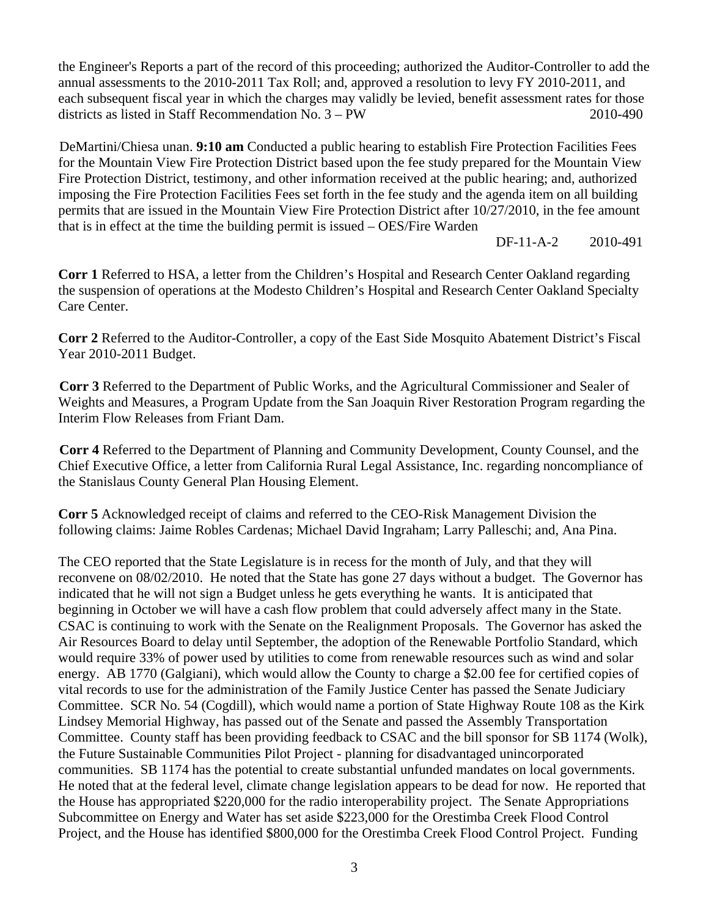the Engineer's Reports a part of the record of this proceeding; authorized the Auditor-Controller to add the annual assessments to the 2010-2011 Tax Roll; and, approved a resolution to levy FY 2010-2011, and each subsequent fiscal year in which the charges may validly be levied, benefit assessment rates for those districts as listed in Staff Recommendation No. 3 – PW 2010-490

DeMartini/Chiesa unan. **9:10 am** Conducted a public hearing to establish Fire Protection Facilities Fees for the Mountain View Fire Protection District based upon the fee study prepared for the Mountain View Fire Protection District, testimony, and other information received at the public hearing; and, authorized imposing the Fire Protection Facilities Fees set forth in the fee study and the agenda item on all building permits that are issued in the Mountain View Fire Protection District after 10/27/2010, in the fee amount that is in effect at the time the building permit is issued – OES/Fire Warden

DF-11-A-2 2010-491

**Corr 1** Referred to HSA, a letter from the Children's Hospital and Research Center Oakland regarding the suspension of operations at the Modesto Children's Hospital and Research Center Oakland Specialty Care Center.

**Corr 2** Referred to the Auditor-Controller, a copy of the East Side Mosquito Abatement District's Fiscal Year 2010-2011 Budget.

**Corr 3** Referred to the Department of Public Works, and the Agricultural Commissioner and Sealer of Weights and Measures, a Program Update from the San Joaquin River Restoration Program regarding the Interim Flow Releases from Friant Dam.

**Corr 4** Referred to the Department of Planning and Community Development, County Counsel, and the Chief Executive Office, a letter from California Rural Legal Assistance, Inc. regarding noncompliance of the Stanislaus County General Plan Housing Element.

**Corr 5** Acknowledged receipt of claims and referred to the CEO-Risk Management Division the following claims: Jaime Robles Cardenas; Michael David Ingraham; Larry Palleschi; and, Ana Pina.

The CEO reported that the State Legislature is in recess for the month of July, and that they will reconvene on 08/02/2010. He noted that the State has gone 27 days without a budget. The Governor has indicated that he will not sign a Budget unless he gets everything he wants. It is anticipated that beginning in October we will have a cash flow problem that could adversely affect many in the State. CSAC is continuing to work with the Senate on the Realignment Proposals. The Governor has asked the Air Resources Board to delay until September, the adoption of the Renewable Portfolio Standard, which would require 33% of power used by utilities to come from renewable resources such as wind and solar energy. AB 1770 (Galgiani), which would allow the County to charge a $2.00 fee for certified copies of vital records to use for the administration of the Family Justice Center has passed the Senate Judiciary Committee. SCR No. 54 (Cogdill), which would name a portion of State Highway Route 108 as the Kirk Lindsey Memorial Highway, has passed out of the Senate and passed the Assembly Transportation Committee. County staff has been providing feedback to CSAC and the bill sponsor for SB 1174 (Wolk), the Future Sustainable Communities Pilot Project - planning for disadvantaged unincorporated communities. SB 1174 has the potential to create substantial unfunded mandates on local governments. He noted that at the federal level, climate change legislation appears to be dead for now. He reported that the House has appropriated $220,000 for the radio interoperability project. The Senate Appropriations Subcommittee on Energy and Water has set aside $223,000 for the Orestimba Creek Flood Control Project, and the House has identified $800,000 for the Orestimba Creek Flood Control Project. Funding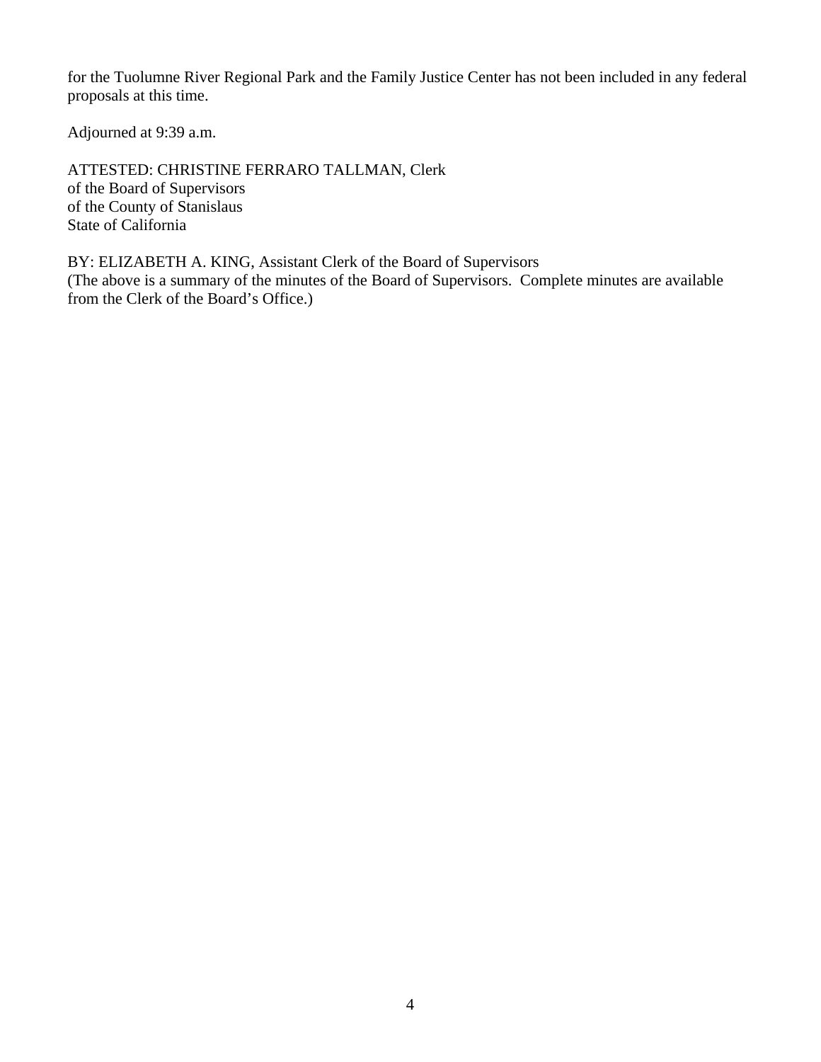for the Tuolumne River Regional Park and the Family Justice Center has not been included in any federal proposals at this time.

Adjourned at 9:39 a.m.

ATTESTED: CHRISTINE FERRARO TALLMAN, Clerk
of the Board of Supervisors
of the County of Stanislaus
State of California

BY: ELIZABETH A. KING, Assistant Clerk of the Board of Supervisors
(The above is a summary of the minutes of the Board of Supervisors. Complete minutes are available from the Clerk of the Board's Office.)